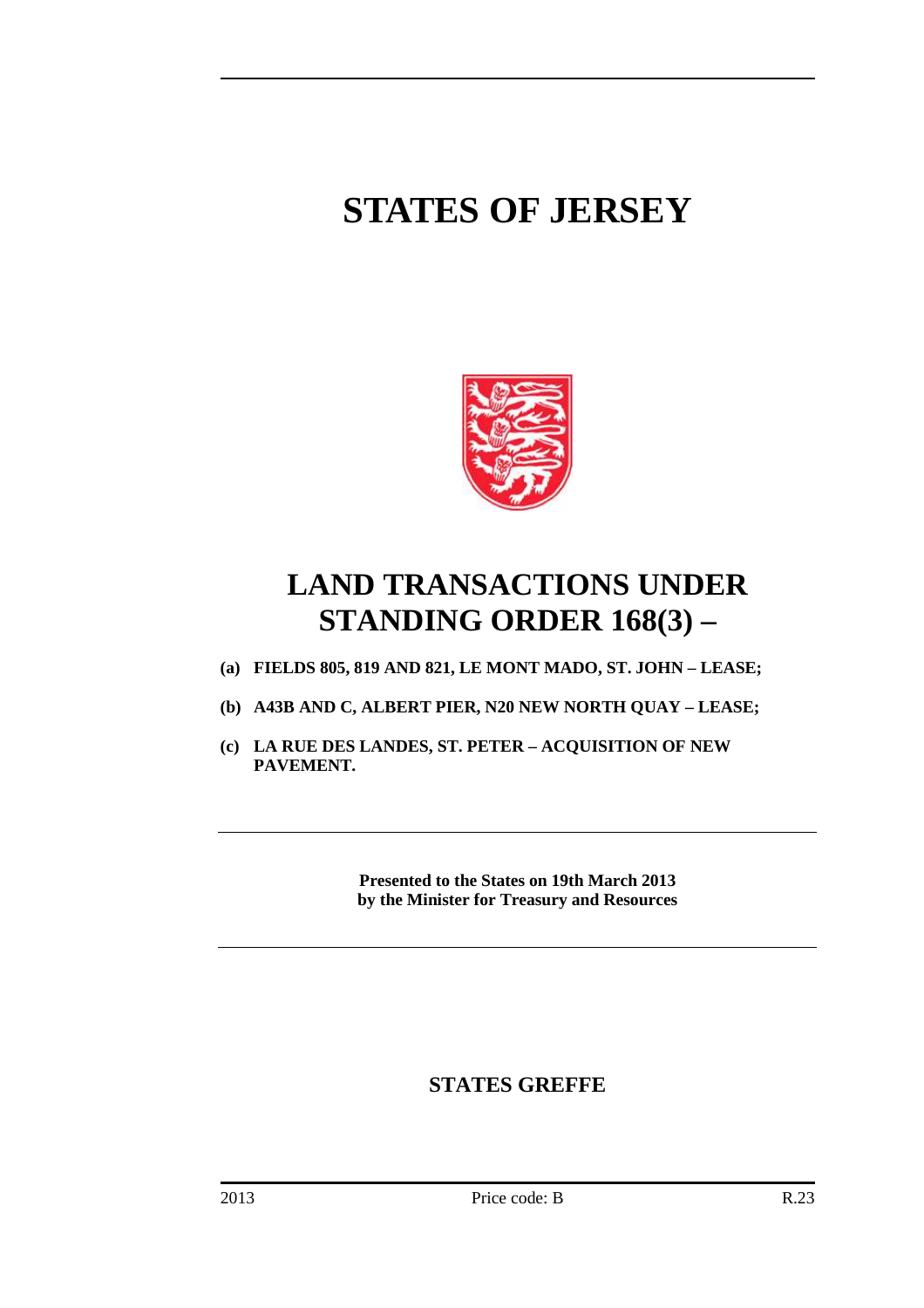# STATES OF JERSEY

## LAND TRANSACTIONS UNDER STANDING ORDER 168(3) –

**(a) FIELDS 805, 819 AND 821, LE MONT MADO, ST. JOHN – LEASE;**

**(b) A43B AND C, ALBERT PIER, N20 NEW NORTH QUAY – LEASE;**

**(c) LA RUE DES LANDES, ST. PETER – ACQUISITION OF NEW PAVEMENT.**

**Presented to the States on 19th March 2013 by the Minister for Treasury and Resources**

**STATES GREFFE**

2013 Price code: B R.23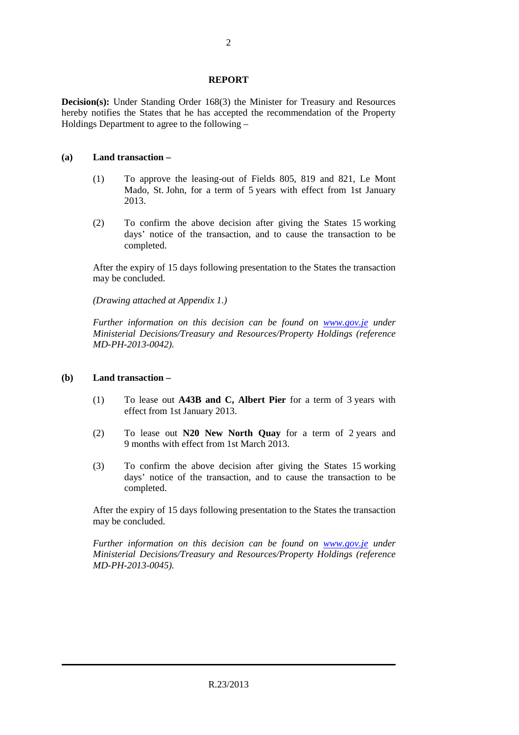## REPORT

**Decision(s):** Under Standing Order 168(3) the Minister for Treasury and Resources hereby notifies the States that he has accepted the recommendation of the Property Holdings Department to agree to the following –

**(a) Land transaction –**

(1) To approve the leasing-out of Fields 805, 819 and 821, Le Mont Mado, St. John, for a term of 5 years with effect from 1st January 2013.

(2) To confirm the above decision after giving the States 15 working days' notice of the transaction, and to cause the transaction to be completed.

After the expiry of 15 days following presentation to the States the transaction may be concluded.

*(Drawing attached at Appendix 1.)*

*Further information on this decision can be found on [www.gov.je](http://www.gov.je) under Ministerial Decisions/Treasury and Resources/Property Holdings (reference MD-PH-2013-0042).*

**(b) Land transaction –**

(1) To lease out **A43B and C, Albert Pier** for a term of 3 years with effect from 1st January 2013.

(2) To lease out **N20 New North Quay** for a term of 2 years and 9 months with effect from 1st March 2013.

(3) To confirm the above decision after giving the States 15 working days' notice of the transaction, and to cause the transaction to be completed.

After the expiry of 15 days following presentation to the States the transaction may be concluded.

*Further information on this decision can be found on [www.gov.je](http://www.gov.je) under Ministerial Decisions/Treasury and Resources/Property Holdings (reference MD-PH-2013-0045).*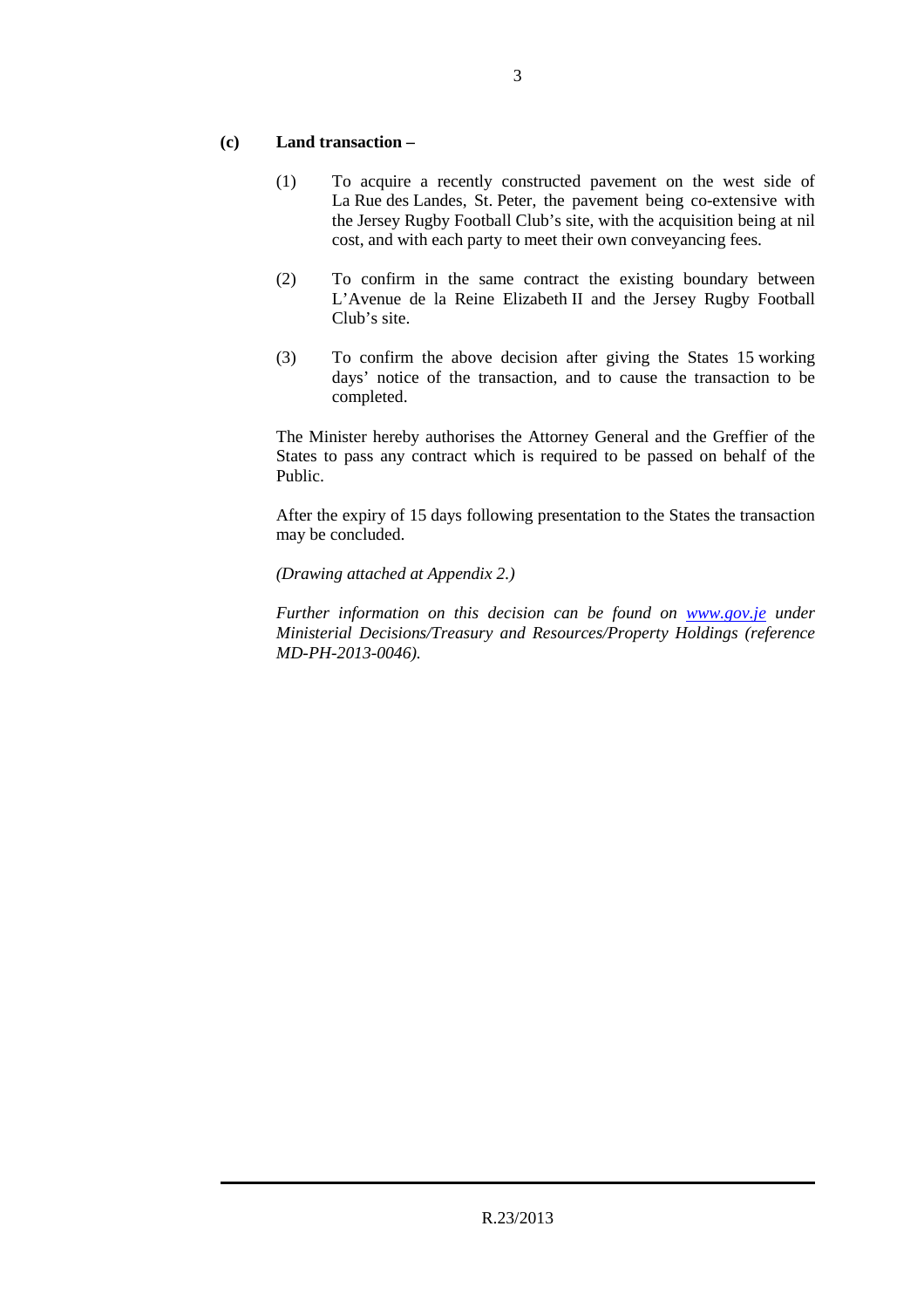**(c) Land transaction –**

(1) To acquire a recently constructed pavement on the west side of La Rue des Landes, St. Peter, the pavement being co-extensive with the Jersey Rugby Football Club's site, with the acquisition being at nil cost, and with each party to meet their own conveyancing fees.

(2) To confirm in the same contract the existing boundary between L'Avenue de la Reine Elizabeth II and the Jersey Rugby Football Club's site.

(3) To confirm the above decision after giving the States 15 working days' notice of the transaction, and to cause the transaction to be completed.

The Minister hereby authorises the Attorney General and the Greffier of the States to pass any contract which is required to be passed on behalf of the Public.

After the expiry of 15 days following presentation to the States the transaction may be concluded.

*(Drawing attached at Appendix 2.)*

*Further information on this decision can be found on [www.gov.je](http://www.gov.je) under Ministerial Decisions/Treasury and Resources/Property Holdings (reference MD-PH-2013-0046).*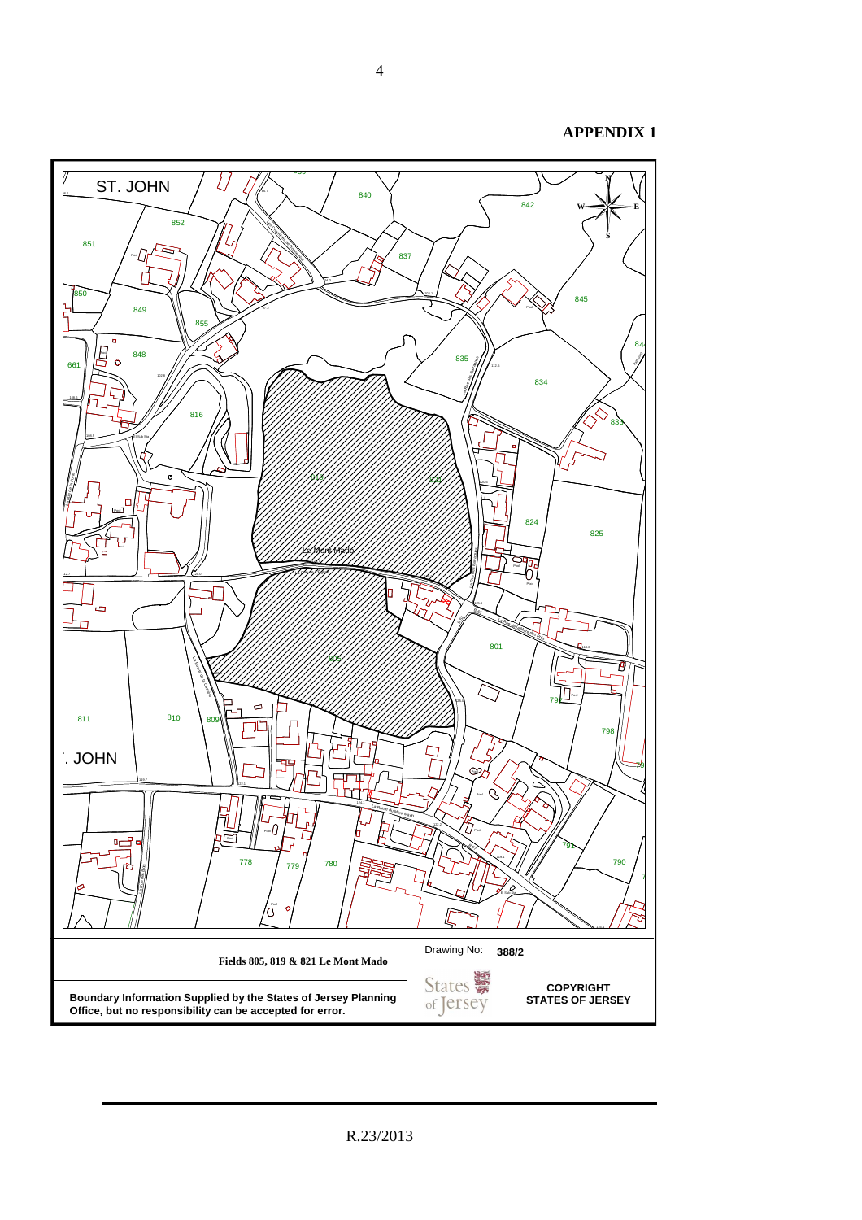**APPENDIX 1**

ST. JOHN

Le Mont Mado

| Fields 805, 819 & 821 Le Mont Mado | Drawing No: **388/2** |
|---|---|
| **Boundary Information Supplied by the States of Jersey Planning Office, but no responsibility can be accepted for error.** | States of Jersey **COPYRIGHT STATES OF JERSEY** |

R.23/2013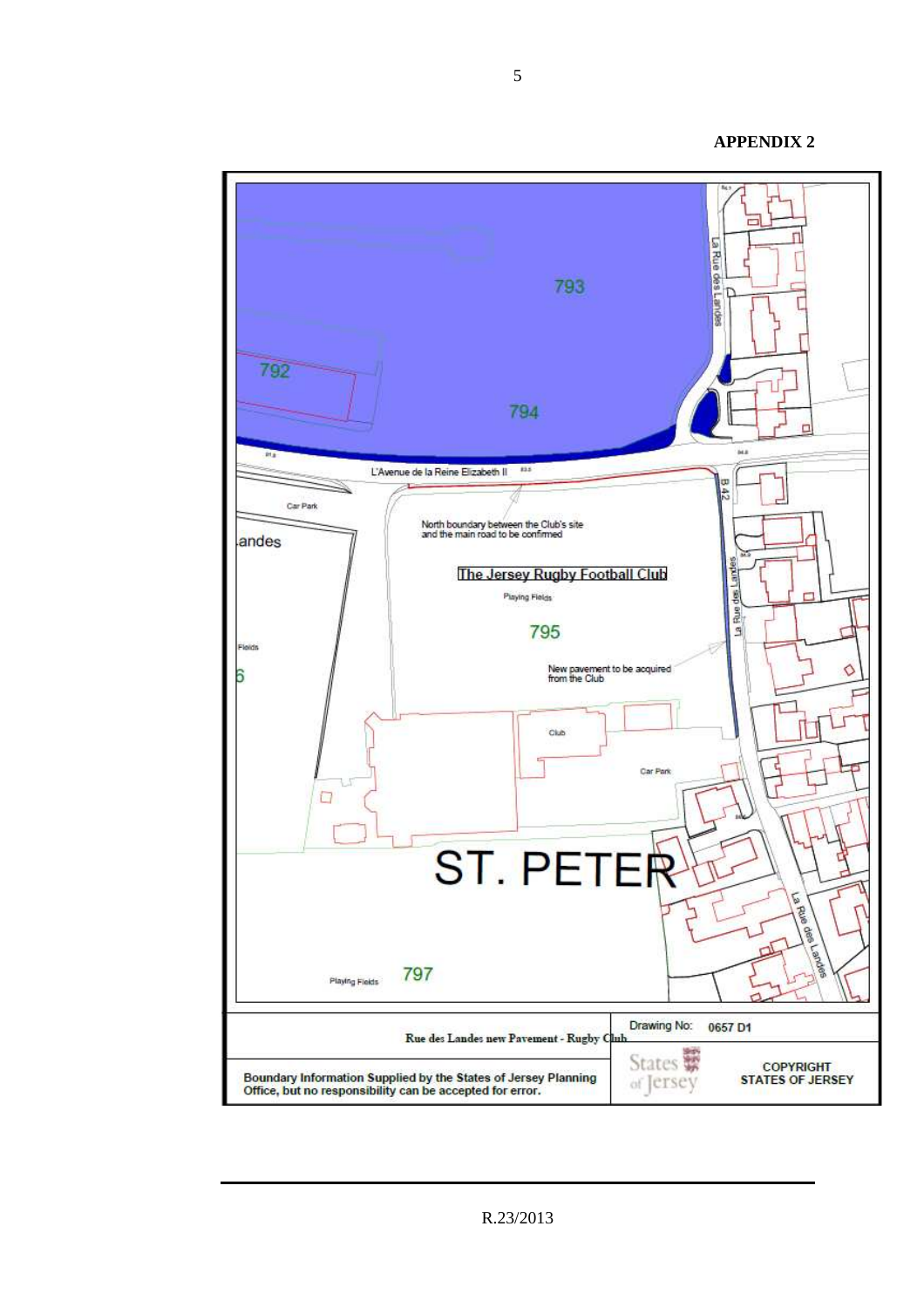**APPENDIX 2**

793

792

794

La Rue des Landes

L'Avenue de la Reine Elizabeth II

B 42

Car Park

North boundary between the Club's site and the main road to be confirmed

Landes

The Jersey Rugby Football Club

Playing Fields

795

La Rue des Landes

Fields

New pavement to be acquired from the Club

Club

Car Park

ST. PETER

La Rue des Landes

Playing Fields

797

Rue des Landes new Pavement - Rugby Club

Drawing No: 0657 D1

Boundary Information Supplied by the States of Jersey Planning Office, but no responsibility can be accepted for error.

States of Jersey

COPYRIGHT STATES OF JERSEY

R.23/2013